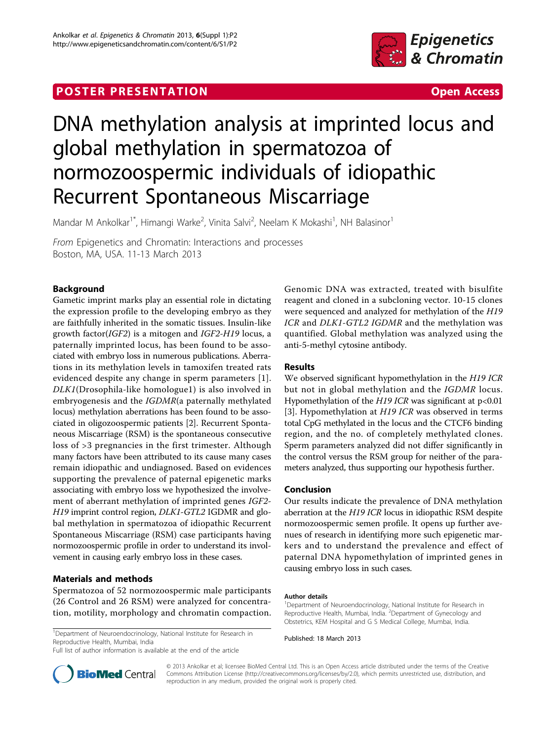POSTER PRESENTATION **Open Access**

# DNA methylation analysis at imprinted locus and global methylation in spermatozoa of normozoospermic individuals of idiopathic Recurrent Spontaneous Miscarriage

Mandar M Ankolkar[1*], Himangi Warke[2], Vinita Salvi[2], Neelam K Mokashi[1], NH Balasinor[1]

*From* Epigenetics and Chromatin: Interactions and processes
Boston, MA, USA. 11-13 March 2013

## Background

Gametic imprint marks play an essential role in dictating the expression profile to the developing embryo as they are faithfully inherited in the somatic tissues. Insulin-like growth factor(*IGF2*) is a mitogen and *IGF2-H19* locus, a paternally imprinted locus, has been found to be associated with embryo loss in numerous publications. Aberrations in its methylation levels in tamoxifen treated rats evidenced despite any change in sperm parameters [1]. *DLK1*(Drosophila-like homologue1) is also involved in embryogenesis and the *IGDMR*(a paternally methylated locus) methylation aberrations has been found to be associated in oligozoospermic patients [2]. Recurrent Spontaneous Miscarriage (RSM) is the spontaneous consecutive loss of >3 pregnancies in the first trimester. Although many factors have been attributed to its cause many cases remain idiopathic and undiagnosed. Based on evidences supporting the prevalence of paternal epigenetic marks associating with embryo loss we hypothesized the involvement of aberrant methylation of imprinted genes *IGF2-H19* imprint control region, *DLK1-GTL2* IGDMR and global methylation in spermatozoa of idiopathic Recurrent Spontaneous Miscarriage (RSM) case participants having normozoospermic profile in order to understand its involvement in causing early embryo loss in these cases.

## Materials and methods

Spermatozoa of 52 normozoospermic male participants (26 Control and 26 RSM) were analyzed for concentration, motility, morphology and chromatin compaction. Genomic DNA was extracted, treated with bisulfite reagent and cloned in a subcloning vector. 10-15 clones were sequenced and analyzed for methylation of the *H19 ICR* and *DLK1-GTL2 IGDMR* and the methylation was quantified. Global methylation was analyzed using the anti-5-methyl cytosine antibody.

## Results

We observed significant hypomethylation in the *H19 ICR* but not in global methylation and the *IGDMR* locus. Hypomethylation of the *H19 ICR* was significant at $p<0.01$ [3]. Hypomethylation at *H19 ICR* was observed in terms total CpG methylated in the locus and the CTCF6 binding region, and the no. of completely methylated clones. Sperm parameters analyzed did not differ significantly in the control versus the RSM group for neither of the parameters analyzed, thus supporting our hypothesis further.

## Conclusion

Our results indicate the prevalence of DNA methylation aberration at the *H19 ICR* locus in idiopathic RSM despite normozoospermic semen profile. It opens up further avenues of research in identifying more such epigenetic markers and to understand the prevalence and effect of paternal DNA hypomethylation of imprinted genes in causing embryo loss in such cases.

**Author details**

[1]Department of Neuroendocrinology, National Institute for Research in Reproductive Health, Mumbai, India. [2]Department of Gynecology and Obstetrics, KEM Hospital and G S Medical College, Mumbai, India.

Published: 18 March 2013

[1]Department of Neuroendocrinology, National Institute for Research in Reproductive Health, Mumbai, India
Full list of author information is available at the end of the article

© 2013 Ankolkar et al; licensee BioMed Central Ltd. This is an Open Access article distributed under the terms of the Creative Commons Attribution License (http://creativecommons.org/licenses/by/2.0), which permits unrestricted use, distribution, and reproduction in any medium, provided the original work is properly cited.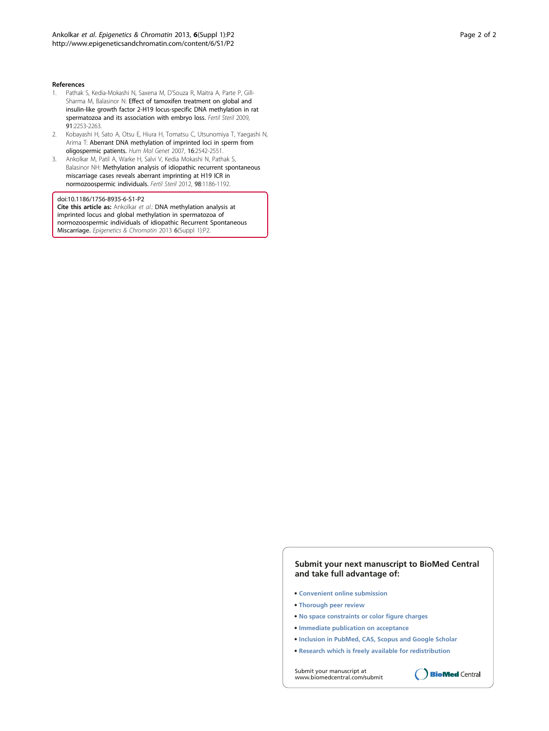## References

1. Pathak S, Kedia-Mokashi N, Saxena M, D'Souza R, Maitra A, Parte P, Gill-Sharma M, Balasinor N: **Effect of tamoxifen treatment on global and insulin-like growth factor 2-H19 locus-specific DNA methylation in rat spermatozoa and its association with embryo loss.** *Fertil Steril* 2009, **91**:2253-2263.
2. Kobayashi H, Sato A, Otsu E, Hiura H, Tomatsu C, Utsunomiya T, Yaegashi N, Arima T: **Aberrant DNA methylation of imprinted loci in sperm from oligospermic patients.** *Hum Mol Genet* 2007, **16**:2542-2551.
3. Ankolkar M, Patil A, Warke H, Salvi V, Kedia Mokashi N, Pathak S, Balasinor NH: **Methylation analysis of idiopathic recurrent spontaneous miscarriage cases reveals aberrant imprinting at H19 ICR in normozoospermic individuals.** *Fertil Steril* 2012, **98**:1186-1192.

doi:10.1186/1756-8935-6-S1-P2

**Cite this article as:** Ankolkar *et al.*: DNA methylation analysis at imprinted locus and global methylation in spermatozoa of normozoospermic individuals of idiopathic Recurrent Spontaneous Miscarriage. *Epigenetics & Chromatin* 2013 **6**(Suppl 1):P2.

**Submit your next manuscript to BioMed Central and take full advantage of:**

- **Convenient online submission**
- **Thorough peer review**
- **No space constraints or color figure charges**
- **Immediate publication on acceptance**
- **Inclusion in PubMed, CAS, Scopus and Google Scholar**
- **Research which is freely available for redistribution**

Submit your manuscript at
www.biomedcentral.com/submit

BioMed Central